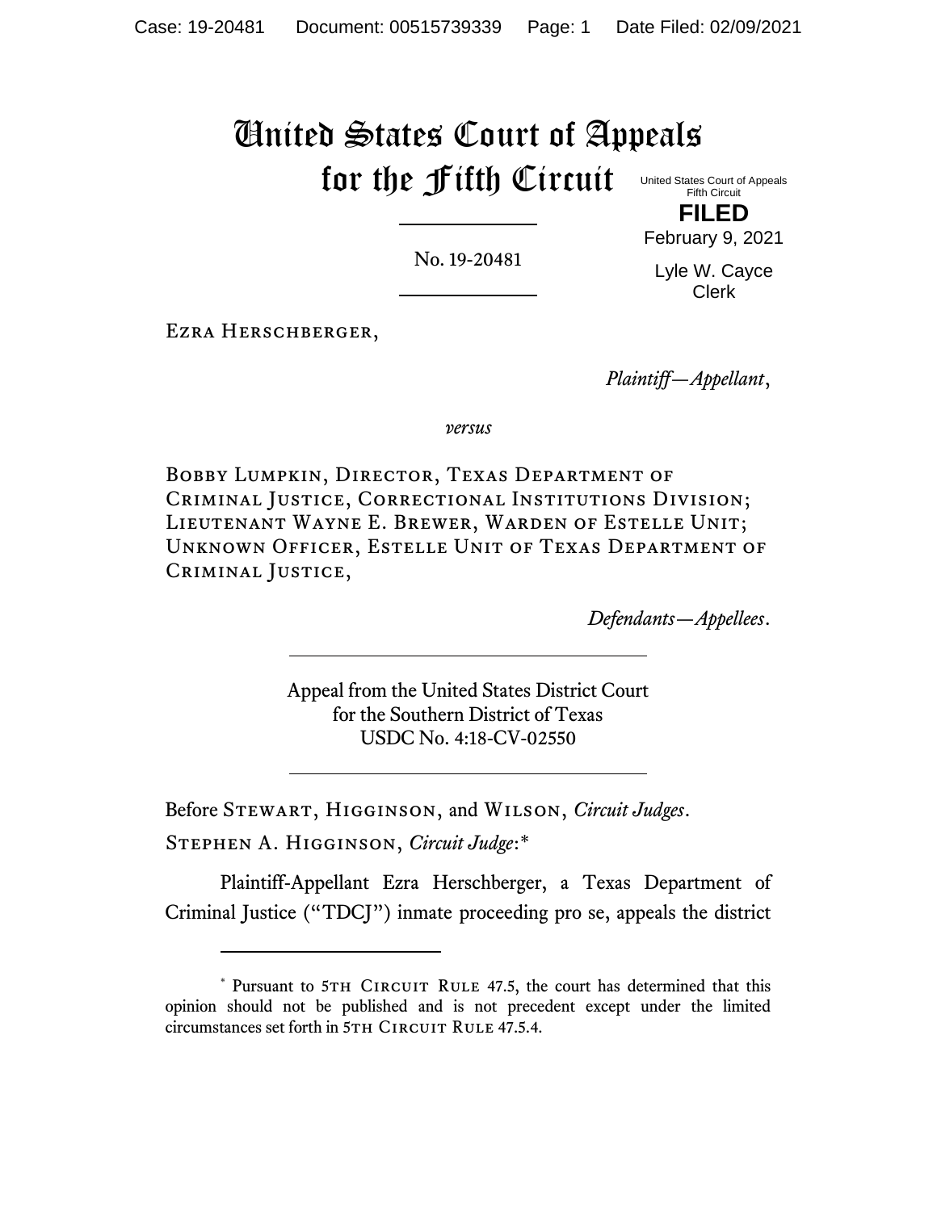# United States Court of Appeals for the Fifth Circuit

United States Court of Appeals
Fifth Circuit

**FILED**

February 9, 2021

Lyle W. Cayce
Clerk

No. 19-20481

Ezra Herschberger,

*Plaintiff—Appellant*,

*versus*

Bobby Lumpkin, Director, Texas Department of Criminal Justice, Correctional Institutions Division; Lieutenant Wayne E. Brewer, Warden of Estelle Unit; Unknown Officer, Estelle Unit of Texas Department of Criminal Justice,

*Defendants—Appellees*.

Appeal from the United States District Court
for the Southern District of Texas
USDC No. 4:18-CV-02550

Before Stewart, Higginson, and Wilson, *Circuit Judges*.

Stephen A. Higginson, *Circuit Judge*:*

Plaintiff-Appellant Ezra Herschberger, a Texas Department of Criminal Justice ("TDCJ") inmate proceeding pro se, appeals the district

\* Pursuant to 5th Circuit Rule 47.5, the court has determined that this opinion should not be published and is not precedent except under the limited circumstances set forth in 5th Circuit Rule 47.5.4.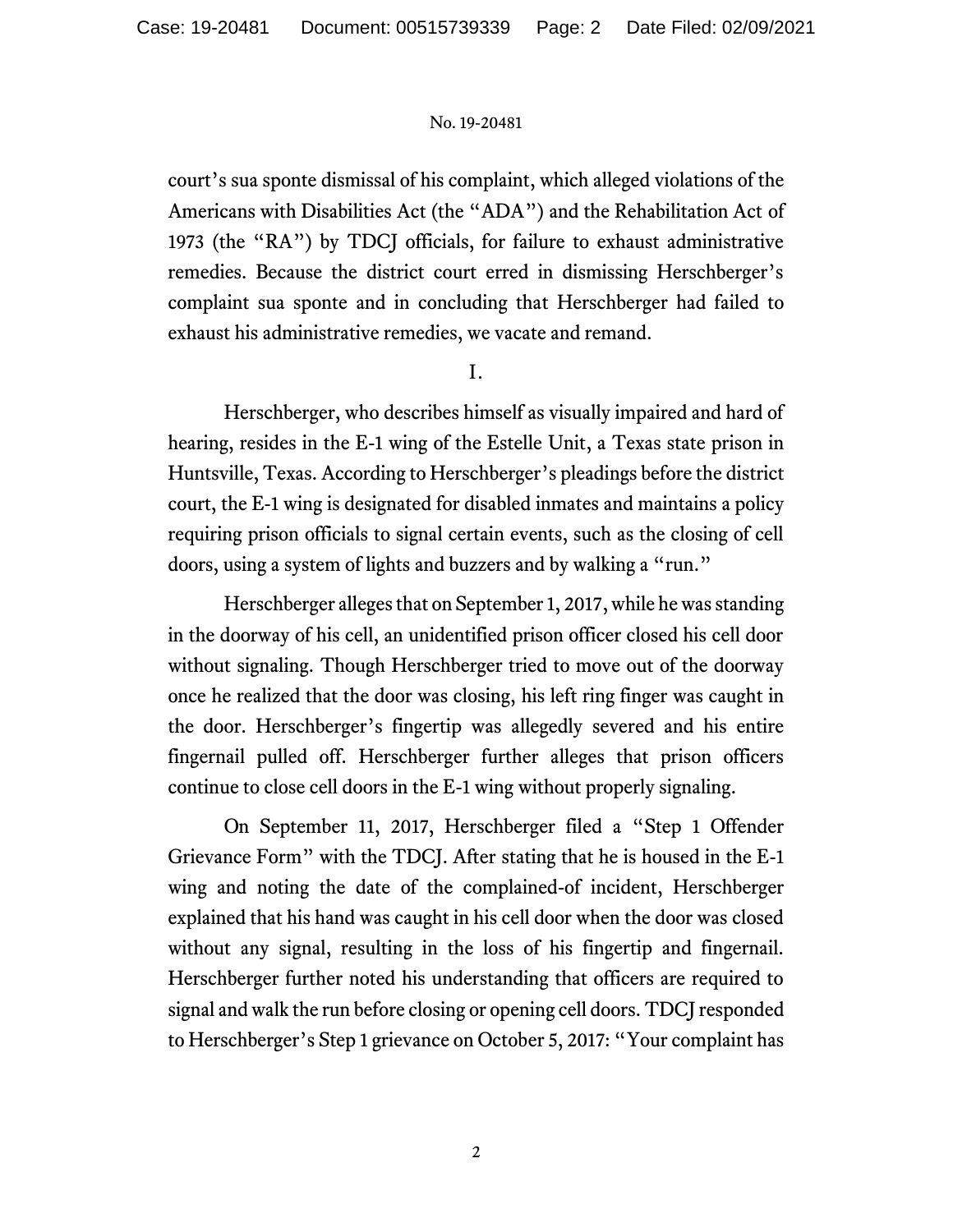court's sua sponte dismissal of his complaint, which alleged violations of the Americans with Disabilities Act (the "ADA") and the Rehabilitation Act of 1973 (the "RA") by TDCJ officials, for failure to exhaust administrative remedies. Because the district court erred in dismissing Herschberger's complaint sua sponte and in concluding that Herschberger had failed to exhaust his administrative remedies, we vacate and remand.

I.

Herschberger, who describes himself as visually impaired and hard of hearing, resides in the E-1 wing of the Estelle Unit, a Texas state prison in Huntsville, Texas. According to Herschberger's pleadings before the district court, the E-1 wing is designated for disabled inmates and maintains a policy requiring prison officials to signal certain events, such as the closing of cell doors, using a system of lights and buzzers and by walking a "run."

Herschberger alleges that on September 1, 2017, while he was standing in the doorway of his cell, an unidentified prison officer closed his cell door without signaling. Though Herschberger tried to move out of the doorway once he realized that the door was closing, his left ring finger was caught in the door. Herschberger's fingertip was allegedly severed and his entire fingernail pulled off. Herschberger further alleges that prison officers continue to close cell doors in the E-1 wing without properly signaling.

On September 11, 2017, Herschberger filed a "Step 1 Offender Grievance Form" with the TDCJ. After stating that he is housed in the E-1 wing and noting the date of the complained-of incident, Herschberger explained that his hand was caught in his cell door when the door was closed without any signal, resulting in the loss of his fingertip and fingernail. Herschberger further noted his understanding that officers are required to signal and walk the run before closing or opening cell doors. TDCJ responded to Herschberger's Step 1 grievance on October 5, 2017: "Your complaint has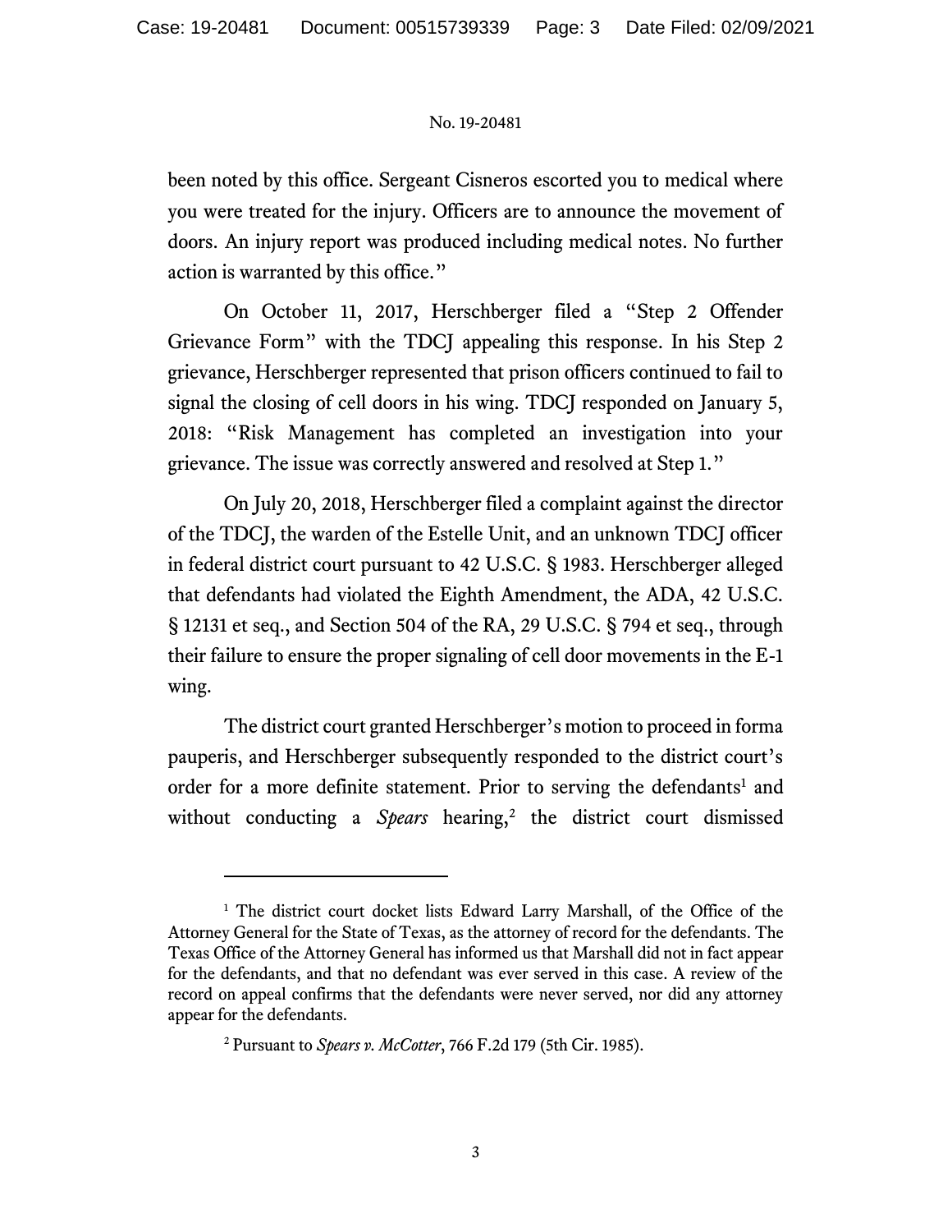been noted by this office. Sergeant Cisneros escorted you to medical where you were treated for the injury. Officers are to announce the movement of doors. An injury report was produced including medical notes. No further action is warranted by this office."

On October 11, 2017, Herschberger filed a "Step 2 Offender Grievance Form" with the TDCJ appealing this response. In his Step 2 grievance, Herschberger represented that prison officers continued to fail to signal the closing of cell doors in his wing. TDCJ responded on January 5, 2018: "Risk Management has completed an investigation into your grievance. The issue was correctly answered and resolved at Step 1."

On July 20, 2018, Herschberger filed a complaint against the director of the TDCJ, the warden of the Estelle Unit, and an unknown TDCJ officer in federal district court pursuant to 42 U.S.C. § 1983. Herschberger alleged that defendants had violated the Eighth Amendment, the ADA, 42 U.S.C. § 12131 et seq., and Section 504 of the RA, 29 U.S.C. § 794 et seq., through their failure to ensure the proper signaling of cell door movements in the E-1 wing.

The district court granted Herschberger's motion to proceed in forma pauperis, and Herschberger subsequently responded to the district court's order for a more definite statement. Prior to serving the defendants[1] and without conducting a *Spears* hearing,[2] the district court dismissed

---

[1] The district court docket lists Edward Larry Marshall, of the Office of the Attorney General for the State of Texas, as the attorney of record for the defendants. The Texas Office of the Attorney General has informed us that Marshall did not in fact appear for the defendants, and that no defendant was ever served in this case. A review of the record on appeal confirms that the defendants were never served, nor did any attorney appear for the defendants.

[2] Pursuant to *Spears v. McCotter*, 766 F.2d 179 (5th Cir. 1985).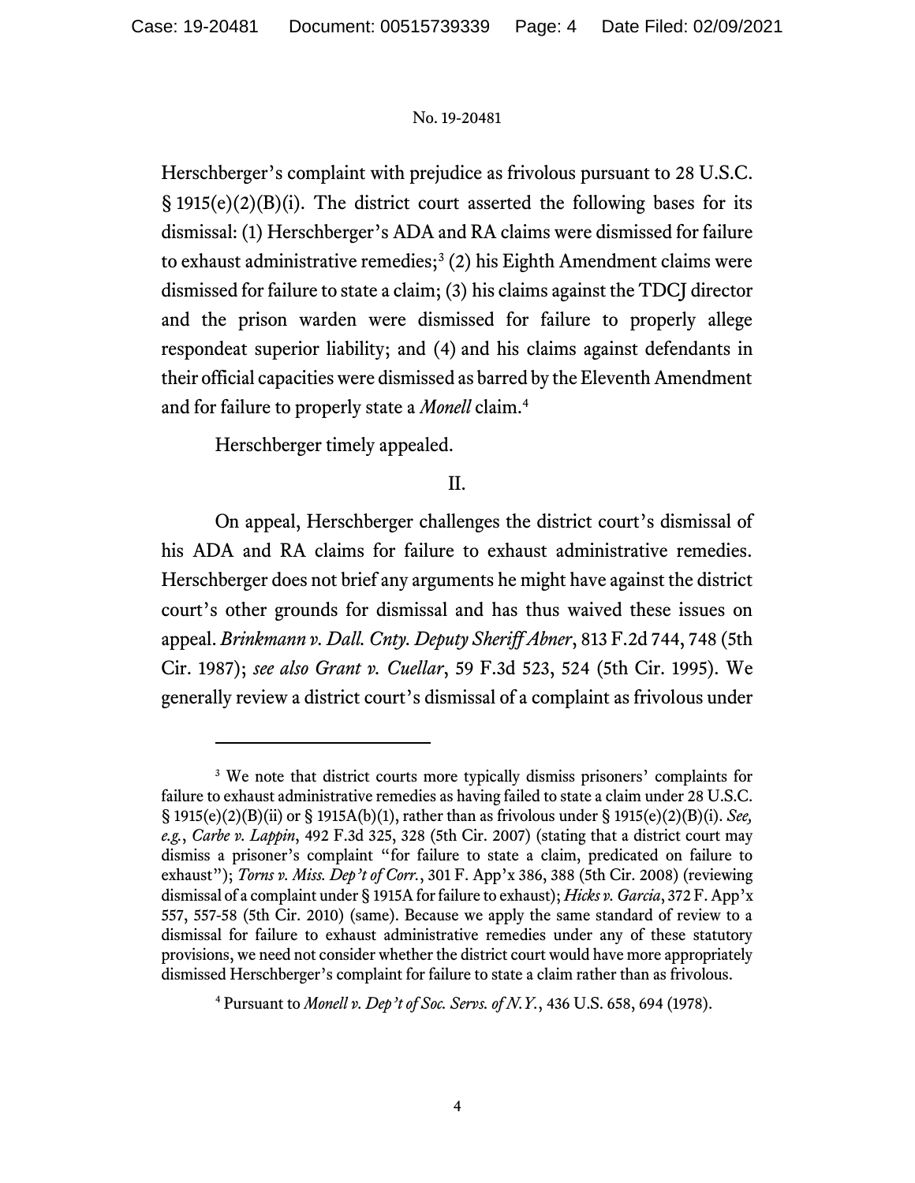Herschberger's complaint with prejudice as frivolous pursuant to 28 U.S.C. § 1915(e)(2)(B)(i). The district court asserted the following bases for its dismissal: (1) Herschberger's ADA and RA claims were dismissed for failure to exhaust administrative remedies;[3] (2) his Eighth Amendment claims were dismissed for failure to state a claim; (3) his claims against the TDCJ director and the prison warden were dismissed for failure to properly allege respondeat superior liability; and (4) and his claims against defendants in their official capacities were dismissed as barred by the Eleventh Amendment and for failure to properly state a *Monell* claim.[4]

Herschberger timely appealed.

## II.

On appeal, Herschberger challenges the district court's dismissal of his ADA and RA claims for failure to exhaust administrative remedies. Herschberger does not brief any arguments he might have against the district court's other grounds for dismissal and has thus waived these issues on appeal. *Brinkmann v. Dall. Cnty. Deputy Sheriff Abner*, 813 F.2d 744, 748 (5th Cir. 1987); *see also Grant v. Cuellar*, 59 F.3d 523, 524 (5th Cir. 1995). We generally review a district court's dismissal of a complaint as frivolous under

---

[3] We note that district courts more typically dismiss prisoners' complaints for failure to exhaust administrative remedies as having failed to state a claim under 28 U.S.C. § 1915(e)(2)(B)(ii) or § 1915A(b)(1), rather than as frivolous under § 1915(e)(2)(B)(i). *See, e.g.*, *Carbe v. Lappin*, 492 F.3d 325, 328 (5th Cir. 2007) (stating that a district court may dismiss a prisoner's complaint "for failure to state a claim, predicated on failure to exhaust"); *Torns v. Miss. Dep't of Corr.*, 301 F. App'x 386, 388 (5th Cir. 2008) (reviewing dismissal of a complaint under § 1915A for failure to exhaust); *Hicks v. Garcia*, 372 F. App'x 557, 557-58 (5th Cir. 2010) (same). Because we apply the same standard of review to a dismissal for failure to exhaust administrative remedies under any of these statutory provisions, we need not consider whether the district court would have more appropriately dismissed Herschberger's complaint for failure to state a claim rather than as frivolous.

[4] Pursuant to *Monell v. Dep't of Soc. Servs. of N.Y.*, 436 U.S. 658, 694 (1978).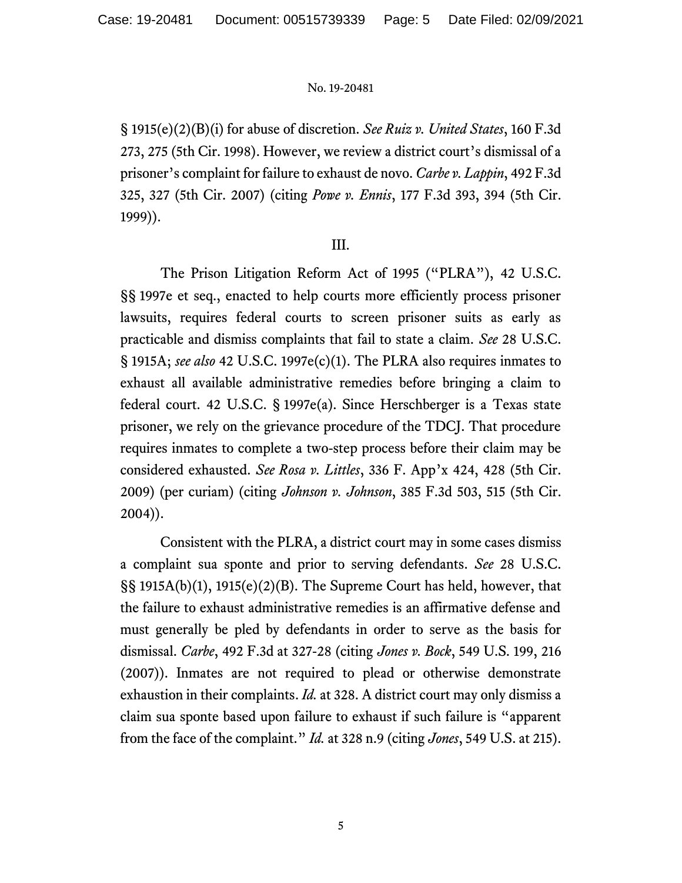§ 1915(e)(2)(B)(i) for abuse of discretion. *See Ruiz v. United States*, 160 F.3d 273, 275 (5th Cir. 1998). However, we review a district court's dismissal of a prisoner's complaint for failure to exhaust de novo. *Carbe v. Lappin*, 492 F.3d 325, 327 (5th Cir. 2007) (citing *Powe v. Ennis*, 177 F.3d 393, 394 (5th Cir. 1999)).

III.

The Prison Litigation Reform Act of 1995 ("PLRA"), 42 U.S.C. §§ 1997e et seq., enacted to help courts more efficiently process prisoner lawsuits, requires federal courts to screen prisoner suits as early as practicable and dismiss complaints that fail to state a claim. *See* 28 U.S.C. § 1915A; *see also* 42 U.S.C. 1997e(c)(1). The PLRA also requires inmates to exhaust all available administrative remedies before bringing a claim to federal court. 42 U.S.C. § 1997e(a). Since Herschberger is a Texas state prisoner, we rely on the grievance procedure of the TDCJ. That procedure requires inmates to complete a two-step process before their claim may be considered exhausted. *See Rosa v. Littles*, 336 F. App'x 424, 428 (5th Cir. 2009) (per curiam) (citing *Johnson v. Johnson*, 385 F.3d 503, 515 (5th Cir. 2004)).

Consistent with the PLRA, a district court may in some cases dismiss a complaint sua sponte and prior to serving defendants. *See* 28 U.S.C. §§ 1915A(b)(1), 1915(e)(2)(B). The Supreme Court has held, however, that the failure to exhaust administrative remedies is an affirmative defense and must generally be pled by defendants in order to serve as the basis for dismissal. *Carbe*, 492 F.3d at 327-28 (citing *Jones v. Bock*, 549 U.S. 199, 216 (2007)). Inmates are not required to plead or otherwise demonstrate exhaustion in their complaints. *Id.* at 328. A district court may only dismiss a claim sua sponte based upon failure to exhaust if such failure is "apparent from the face of the complaint." *Id.* at 328 n.9 (citing *Jones*, 549 U.S. at 215).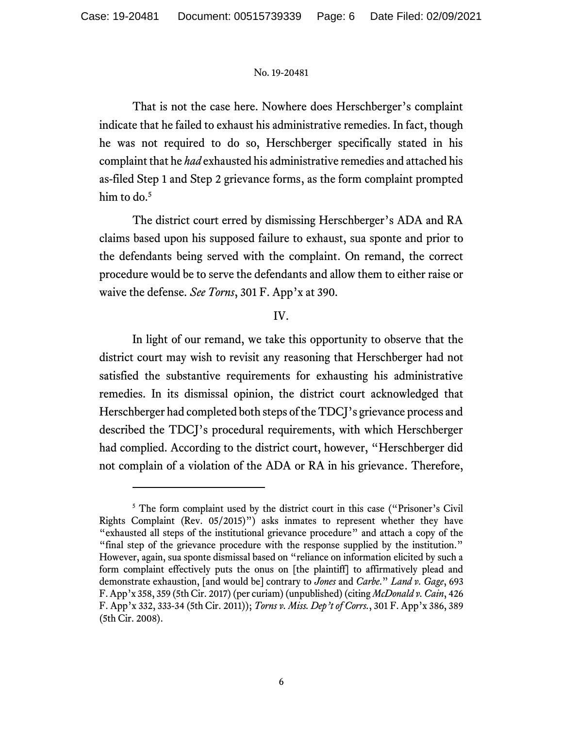That is not the case here. Nowhere does Herschberger's complaint indicate that he failed to exhaust his administrative remedies. In fact, though he was not required to do so, Herschberger specifically stated in his complaint that he *had* exhausted his administrative remedies and attached his as-filed Step 1 and Step 2 grievance forms, as the form complaint prompted him to do.[5]

The district court erred by dismissing Herschberger's ADA and RA claims based upon his supposed failure to exhaust, sua sponte and prior to the defendants being served with the complaint. On remand, the correct procedure would be to serve the defendants and allow them to either raise or waive the defense. *See Torns*, 301 F. App'x at 390.

## IV.

In light of our remand, we take this opportunity to observe that the district court may wish to revisit any reasoning that Herschberger had not satisfied the substantive requirements for exhausting his administrative remedies. In its dismissal opinion, the district court acknowledged that Herschberger had completed both steps of the TDCJ's grievance process and described the TDCJ's procedural requirements, with which Herschberger had complied. According to the district court, however, "Herschberger did not complain of a violation of the ADA or RA in his grievance. Therefore,

---

[5] The form complaint used by the district court in this case ("Prisoner's Civil Rights Complaint (Rev. 05/2015)") asks inmates to represent whether they have "exhausted all steps of the institutional grievance procedure" and attach a copy of the "final step of the grievance procedure with the response supplied by the institution." However, again, sua sponte dismissal based on "reliance on information elicited by such a form complaint effectively puts the onus on [the plaintiff] to affirmatively plead and demonstrate exhaustion, [and would be] contrary to *Jones* and *Carbe*." *Land v. Gage*, 693 F. App'x 358, 359 (5th Cir. 2017) (per curiam) (unpublished) (citing *McDonald v. Cain*, 426 F. App'x 332, 333-34 (5th Cir. 2011)); *Torns v. Miss. Dep't of Corrs.*, 301 F. App'x 386, 389 (5th Cir. 2008).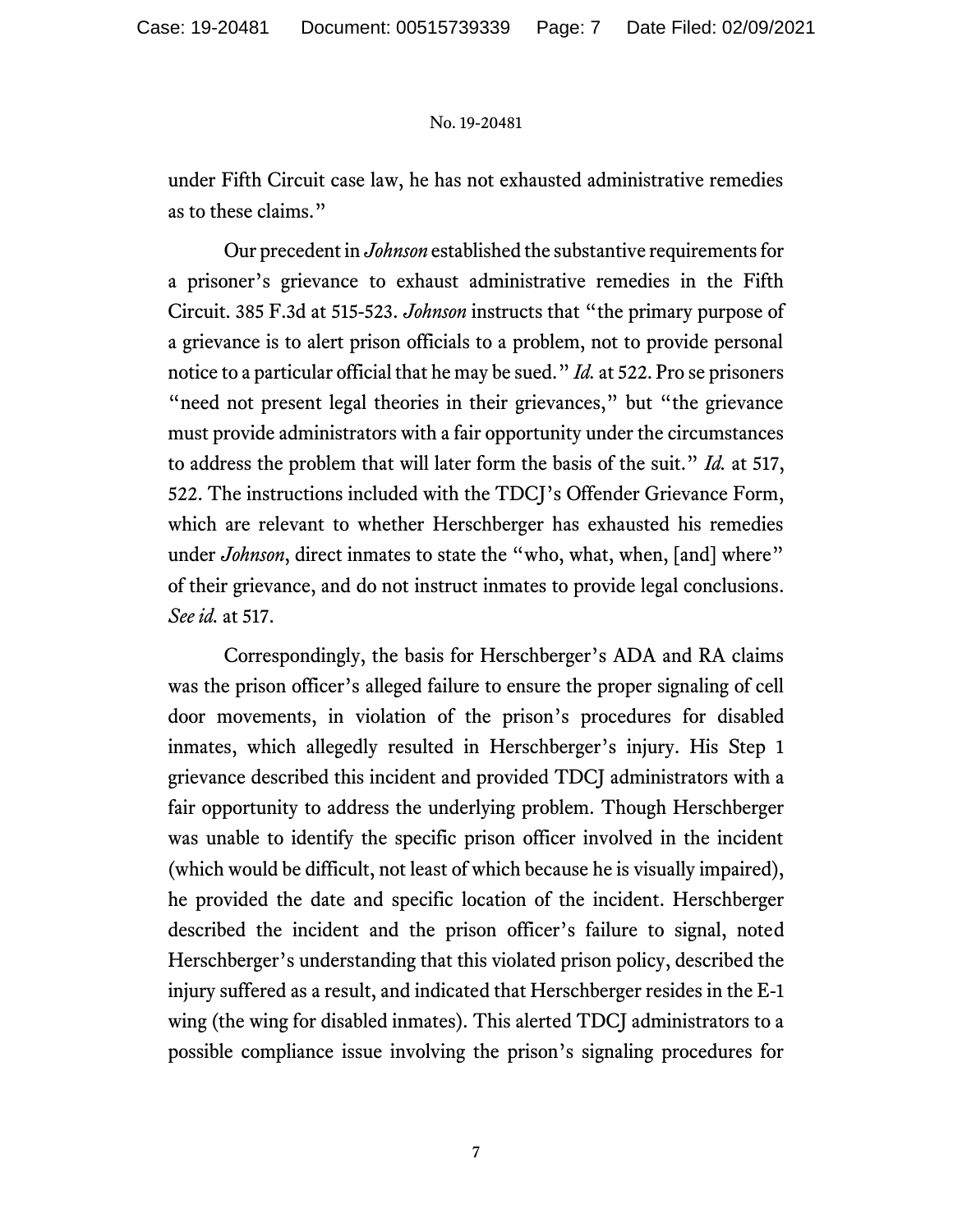under Fifth Circuit case law, he has not exhausted administrative remedies as to these claims."

Our precedent in *Johnson* established the substantive requirements for a prisoner's grievance to exhaust administrative remedies in the Fifth Circuit. 385 F.3d at 515-523. *Johnson* instructs that "the primary purpose of a grievance is to alert prison officials to a problem, not to provide personal notice to a particular official that he may be sued." *Id.* at 522. Pro se prisoners "need not present legal theories in their grievances," but "the grievance must provide administrators with a fair opportunity under the circumstances to address the problem that will later form the basis of the suit." *Id.* at 517, 522. The instructions included with the TDCJ's Offender Grievance Form, which are relevant to whether Herschberger has exhausted his remedies under *Johnson*, direct inmates to state the "who, what, when, [and] where" of their grievance, and do not instruct inmates to provide legal conclusions. *See id.* at 517.

Correspondingly, the basis for Herschberger's ADA and RA claims was the prison officer's alleged failure to ensure the proper signaling of cell door movements, in violation of the prison's procedures for disabled inmates, which allegedly resulted in Herschberger's injury. His Step 1 grievance described this incident and provided TDCJ administrators with a fair opportunity to address the underlying problem. Though Herschberger was unable to identify the specific prison officer involved in the incident (which would be difficult, not least of which because he is visually impaired), he provided the date and specific location of the incident. Herschberger described the incident and the prison officer's failure to signal, noted Herschberger's understanding that this violated prison policy, described the injury suffered as a result, and indicated that Herschberger resides in the E-1 wing (the wing for disabled inmates). This alerted TDCJ administrators to a possible compliance issue involving the prison's signaling procedures for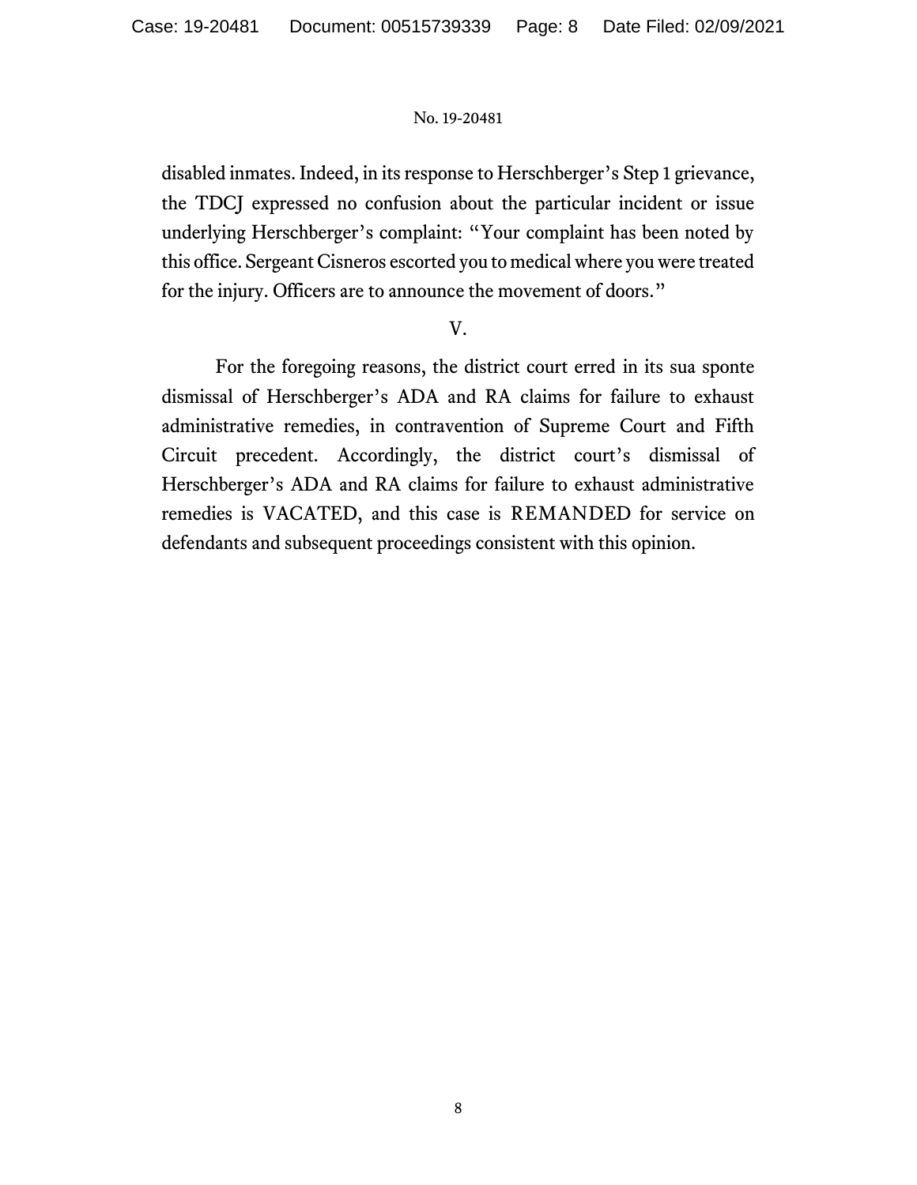disabled inmates. Indeed, in its response to Herschberger's Step 1 grievance, the TDCJ expressed no confusion about the particular incident or issue underlying Herschberger's complaint: "Your complaint has been noted by this office. Sergeant Cisneros escorted you to medical where you were treated for the injury. Officers are to announce the movement of doors."

## V.

For the foregoing reasons, the district court erred in its sua sponte dismissal of Herschberger's ADA and RA claims for failure to exhaust administrative remedies, in contravention of Supreme Court and Fifth Circuit precedent. Accordingly, the district court's dismissal of Herschberger's ADA and RA claims for failure to exhaust administrative remedies is VACATED, and this case is REMANDED for service on defendants and subsequent proceedings consistent with this opinion.